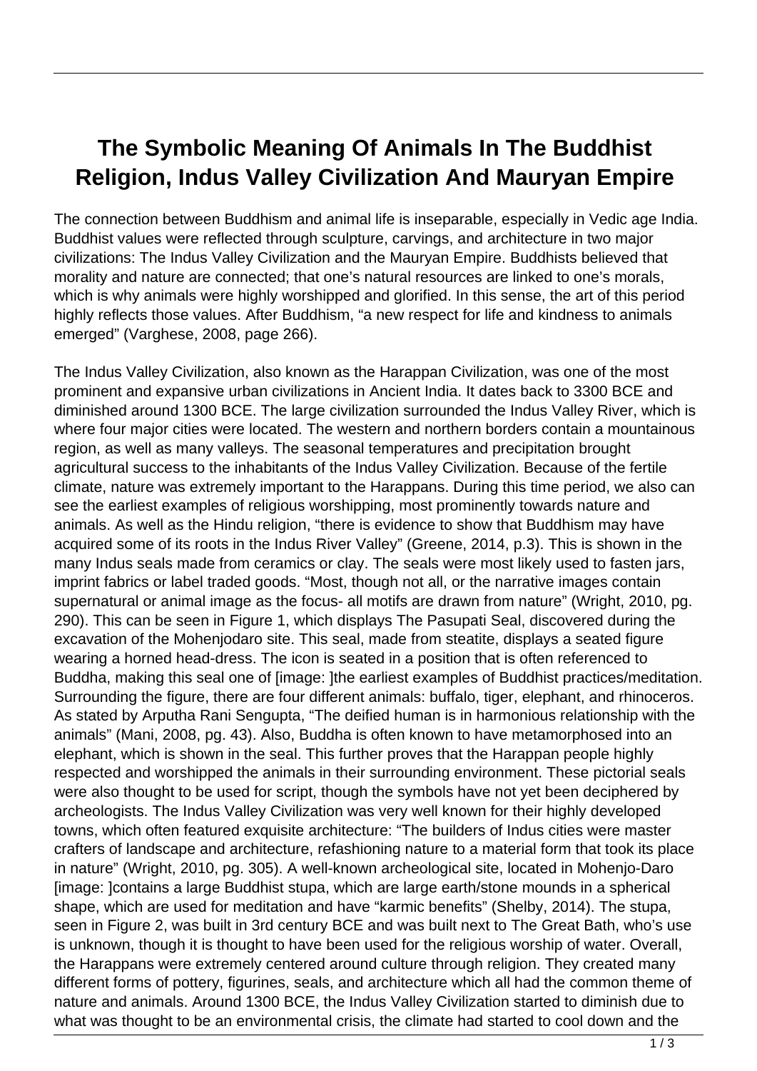# The Symbolic Meaning Of Animals In The Buddhist Religion, Indus Valley Civilization And Mauryan Empire

The connection between Buddhism and animal life is inseparable, especially in Vedic age India. Buddhist values were reflected through sculpture, carvings, and architecture in two major civilizations: The Indus Valley Civilization and the Mauryan Empire. Buddhists believed that morality and nature are connected; that one's natural resources are linked to one's morals, which is why animals were highly worshipped and glorified. In this sense, the art of this period highly reflects those values. After Buddhism, "a new respect for life and kindness to animals emerged" (Varghese, 2008, page 266).

The Indus Valley Civilization, also known as the Harappan Civilization, was one of the most prominent and expansive urban civilizations in Ancient India. It dates back to 3300 BCE and diminished around 1300 BCE. The large civilization surrounded the Indus Valley River, which is where four major cities were located. The western and northern borders contain a mountainous region, as well as many valleys. The seasonal temperatures and precipitation brought agricultural success to the inhabitants of the Indus Valley Civilization. Because of the fertile climate, nature was extremely important to the Harappans. During this time period, we also can see the earliest examples of religious worshipping, most prominently towards nature and animals. As well as the Hindu religion, "there is evidence to show that Buddhism may have acquired some of its roots in the Indus River Valley" (Greene, 2014, p.3). This is shown in the many Indus seals made from ceramics or clay. The seals were most likely used to fasten jars, imprint fabrics or label traded goods. "Most, though not all, or the narrative images contain supernatural or animal image as the focus- all motifs are drawn from nature" (Wright, 2010, pg. 290). This can be seen in Figure 1, which displays The Pasupati Seal, discovered during the excavation of the Mohenjodaro site. This seal, made from steatite, displays a seated figure wearing a horned head-dress. The icon is seated in a position that is often referenced to Buddha, making this seal one of [image: ]the earliest examples of Buddhist practices/meditation. Surrounding the figure, there are four different animals: buffalo, tiger, elephant, and rhinoceros. As stated by Arputha Rani Sengupta, "The deified human is in harmonious relationship with the animals" (Mani, 2008, pg. 43). Also, Buddha is often known to have metamorphosed into an elephant, which is shown in the seal. This further proves that the Harappan people highly respected and worshipped the animals in their surrounding environment. These pictorial seals were also thought to be used for script, though the symbols have not yet been deciphered by archeologists. The Indus Valley Civilization was very well known for their highly developed towns, which often featured exquisite architecture: "The builders of Indus cities were master crafters of landscape and architecture, refashioning nature to a material form that took its place in nature" (Wright, 2010, pg. 305). A well-known archeological site, located in Mohenjo-Daro [image: ]contains a large Buddhist stupa, which are large earth/stone mounds in a spherical shape, which are used for meditation and have "karmic benefits" (Shelby, 2014). The stupa, seen in Figure 2, was built in 3rd century BCE and was built next to The Great Bath, who's use is unknown, though it is thought to have been used for the religious worship of water. Overall, the Harappans were extremely centered around culture through religion. They created many different forms of pottery, figurines, seals, and architecture which all had the common theme of nature and animals. Around 1300 BCE, the Indus Valley Civilization started to diminish due to what was thought to be an environmental crisis, the climate had started to cool down and the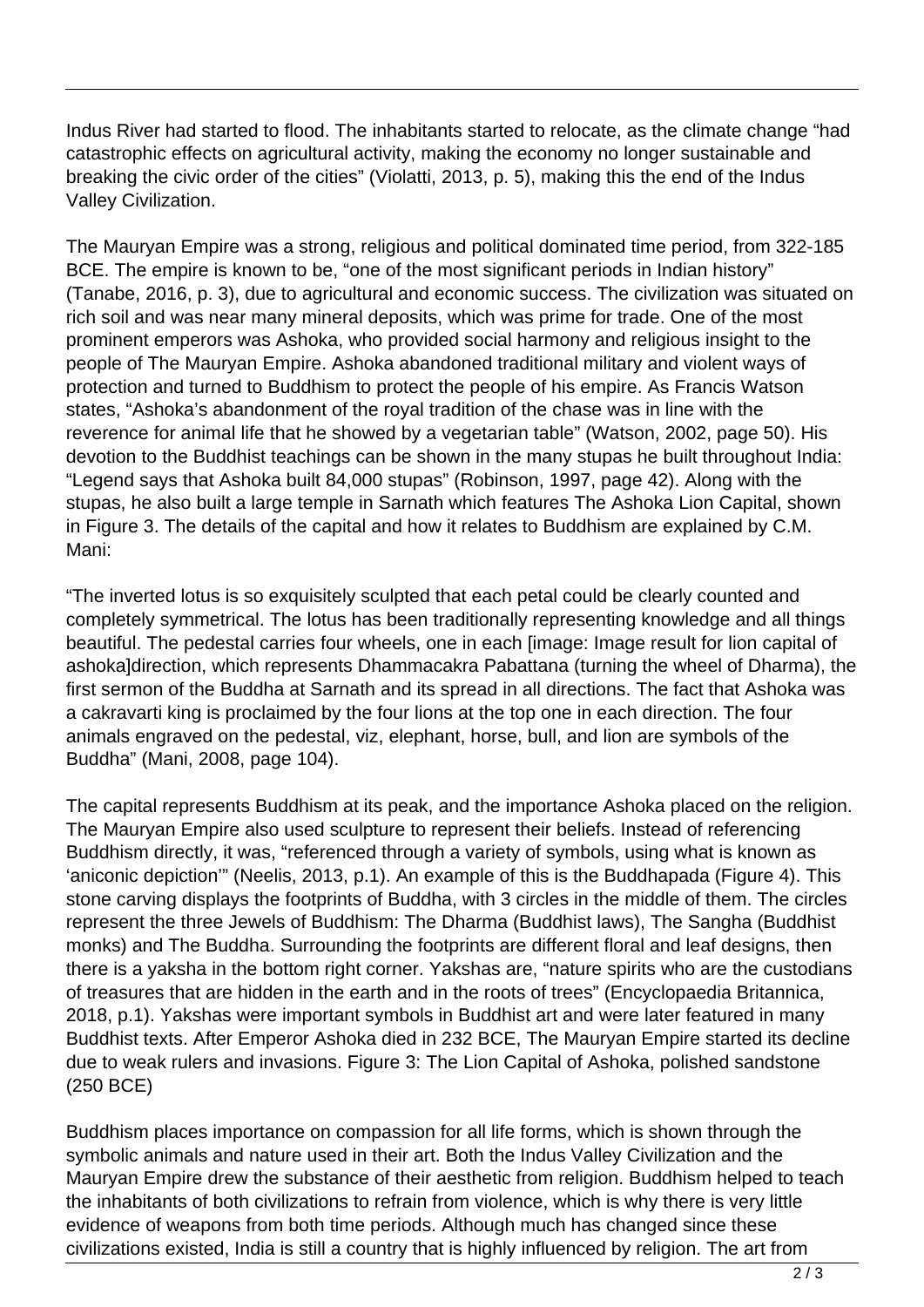Indus River had started to flood. The inhabitants started to relocate, as the climate change "had catastrophic effects on agricultural activity, making the economy no longer sustainable and breaking the civic order of the cities" (Violatti, 2013, p. 5), making this the end of the Indus Valley Civilization.

The Mauryan Empire was a strong, religious and political dominated time period, from 322-185 BCE. The empire is known to be, "one of the most significant periods in Indian history" (Tanabe, 2016, p. 3), due to agricultural and economic success. The civilization was situated on rich soil and was near many mineral deposits, which was prime for trade. One of the most prominent emperors was Ashoka, who provided social harmony and religious insight to the people of The Mauryan Empire. Ashoka abandoned traditional military and violent ways of protection and turned to Buddhism to protect the people of his empire. As Francis Watson states, "Ashoka's abandonment of the royal tradition of the chase was in line with the reverence for animal life that he showed by a vegetarian table" (Watson, 2002, page 50). His devotion to the Buddhist teachings can be shown in the many stupas he built throughout India: "Legend says that Ashoka built 84,000 stupas" (Robinson, 1997, page 42). Along with the stupas, he also built a large temple in Sarnath which features The Ashoka Lion Capital, shown in Figure 3. The details of the capital and how it relates to Buddhism are explained by C.M. Mani:

"The inverted lotus is so exquisitely sculpted that each petal could be clearly counted and completely symmetrical. The lotus has been traditionally representing knowledge and all things beautiful. The pedestal carries four wheels, one in each [image: Image result for lion capital of ashoka]direction, which represents Dhammacakra Pabattana (turning the wheel of Dharma), the first sermon of the Buddha at Sarnath and its spread in all directions. The fact that Ashoka was a cakravarti king is proclaimed by the four lions at the top one in each direction. The four animals engraved on the pedestal, viz, elephant, horse, bull, and lion are symbols of the Buddha" (Mani, 2008, page 104).

The capital represents Buddhism at its peak, and the importance Ashoka placed on the religion. The Mauryan Empire also used sculpture to represent their beliefs. Instead of referencing Buddhism directly, it was, "referenced through a variety of symbols, using what is known as 'aniconic depiction'" (Neelis, 2013, p.1). An example of this is the Buddhapada (Figure 4). This stone carving displays the footprints of Buddha, with 3 circles in the middle of them. The circles represent the three Jewels of Buddhism: The Dharma (Buddhist laws), The Sangha (Buddhist monks) and The Buddha. Surrounding the footprints are different floral and leaf designs, then there is a yaksha in the bottom right corner. Yakshas are, "nature spirits who are the custodians of treasures that are hidden in the earth and in the roots of trees" (Encyclopaedia Britannica, 2018, p.1). Yakshas were important symbols in Buddhist art and were later featured in many Buddhist texts. After Emperor Ashoka died in 232 BCE, The Mauryan Empire started its decline due to weak rulers and invasions. Figure 3: The Lion Capital of Ashoka, polished sandstone (250 BCE)

Buddhism places importance on compassion for all life forms, which is shown through the symbolic animals and nature used in their art. Both the Indus Valley Civilization and the Mauryan Empire drew the substance of their aesthetic from religion. Buddhism helped to teach the inhabitants of both civilizations to refrain from violence, which is why there is very little evidence of weapons from both time periods. Although much has changed since these civilizations existed, India is still a country that is highly influenced by religion. The art from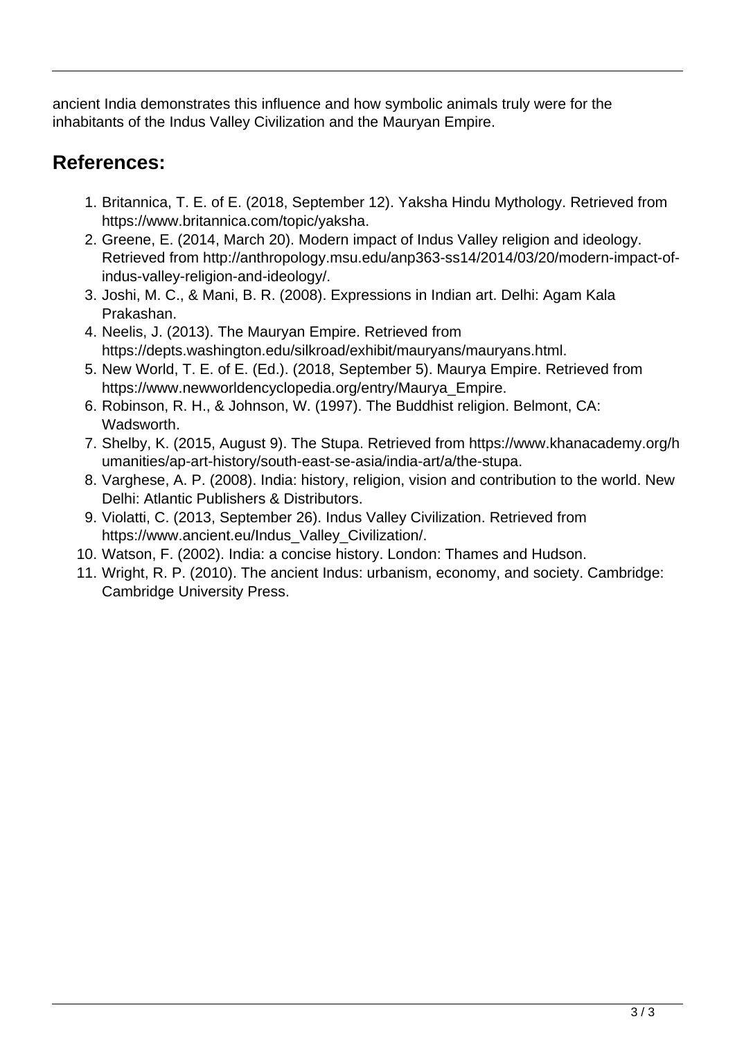ancient India demonstrates this influence and how symbolic animals truly were for the inhabitants of the Indus Valley Civilization and the Mauryan Empire.

## References:

1. Britannica, T. E. of E. (2018, September 12). Yaksha Hindu Mythology. Retrieved from https://www.britannica.com/topic/yaksha.
2. Greene, E. (2014, March 20). Modern impact of Indus Valley religion and ideology. Retrieved from http://anthropology.msu.edu/anp363-ss14/2014/03/20/modern-impact-of-indus-valley-religion-and-ideology/.
3. Joshi, M. C., & Mani, B. R. (2008). Expressions in Indian art. Delhi: Agam Kala Prakashan.
4. Neelis, J. (2013). The Mauryan Empire. Retrieved from https://depts.washington.edu/silkroad/exhibit/mauryans/mauryans.html.
5. New World, T. E. of E. (Ed.). (2018, September 5). Maurya Empire. Retrieved from https://www.newworldencyclopedia.org/entry/Maurya_Empire.
6. Robinson, R. H., & Johnson, W. (1997). The Buddhist religion. Belmont, CA: Wadsworth.
7. Shelby, K. (2015, August 9). The Stupa. Retrieved from https://www.khanacademy.org/humanities/ap-art-history/south-east-se-asia/india-art/a/the-stupa.
8. Varghese, A. P. (2008). India: history, religion, vision and contribution to the world. New Delhi: Atlantic Publishers & Distributors.
9. Violatti, C. (2013, September 26). Indus Valley Civilization. Retrieved from https://www.ancient.eu/Indus_Valley_Civilization/.
10. Watson, F. (2002). India: a concise history. London: Thames and Hudson.
11. Wright, R. P. (2010). The ancient Indus: urbanism, economy, and society. Cambridge: Cambridge University Press.